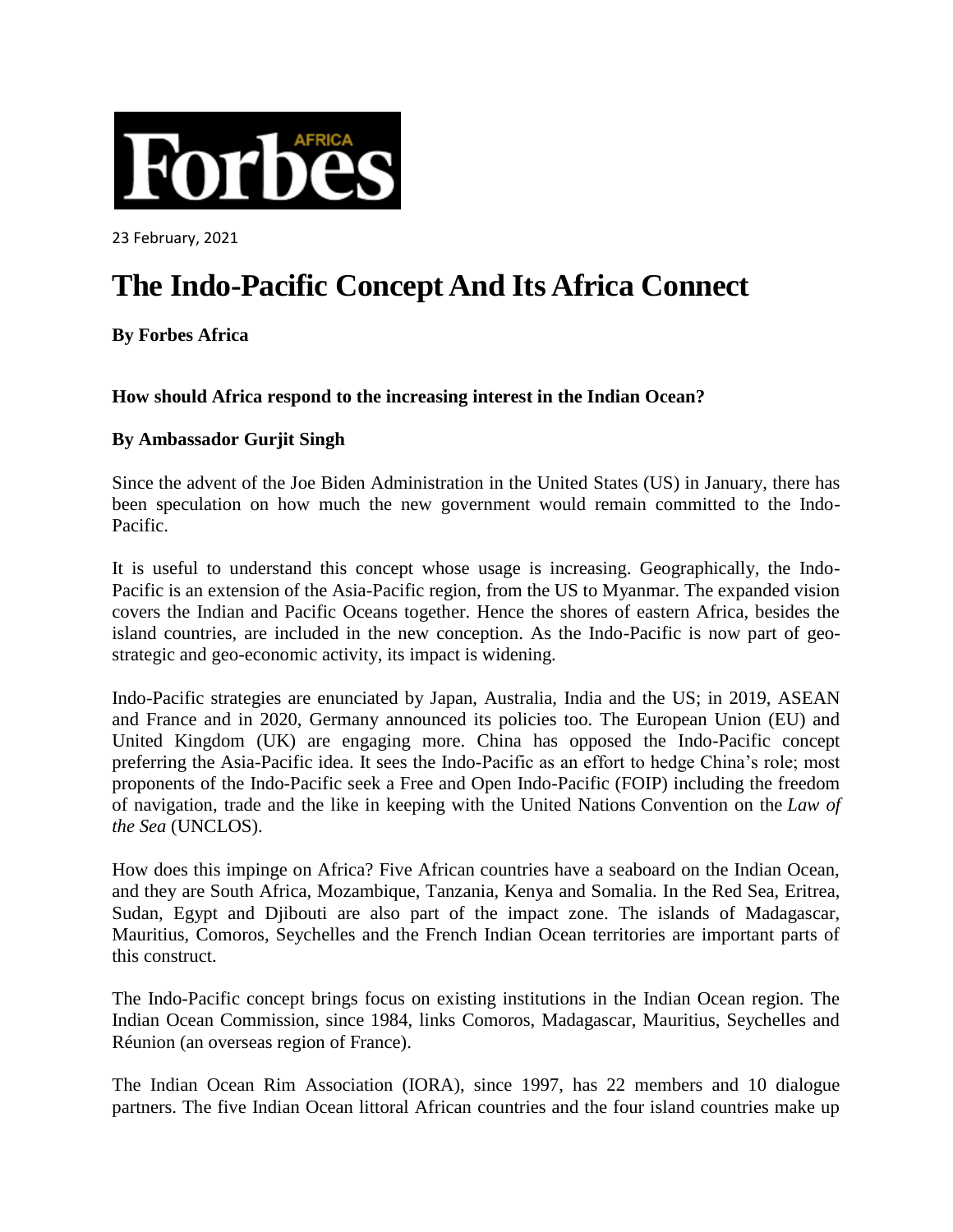Forbes AFRICA

23 February, 2021

# The Indo-Pacific Concept And Its Africa Connect

**By Forbes Africa**

**How should Africa respond to the increasing interest in the Indian Ocean?**

**By Ambassador Gurjit Singh**

Since the advent of the Joe Biden Administration in the United States (US) in January, there has been speculation on how much the new government would remain committed to the Indo-Pacific.

It is useful to understand this concept whose usage is increasing. Geographically, the Indo-Pacific is an extension of the Asia-Pacific region, from the US to Myanmar. The expanded vision covers the Indian and Pacific Oceans together. Hence the shores of eastern Africa, besides the island countries, are included in the new conception. As the Indo-Pacific is now part of geo-strategic and geo-economic activity, its impact is widening.

Indo-Pacific strategies are enunciated by Japan, Australia, India and the US; in 2019, ASEAN and France and in 2020, Germany announced its policies too. The European Union (EU) and United Kingdom (UK) are engaging more. China has opposed the Indo-Pacific concept preferring the Asia-Pacific idea. It sees the Indo-Pacific as an effort to hedge China's role; most proponents of the Indo-Pacific seek a Free and Open Indo-Pacific (FOIP) including the freedom of navigation, trade and the like in keeping with the United Nations Convention on the *Law of the Sea* (UNCLOS).

How does this impinge on Africa? Five African countries have a seaboard on the Indian Ocean, and they are South Africa, Mozambique, Tanzania, Kenya and Somalia. In the Red Sea, Eritrea, Sudan, Egypt and Djibouti are also part of the impact zone. The islands of Madagascar, Mauritius, Comoros, Seychelles and the French Indian Ocean territories are important parts of this construct.

The Indo-Pacific concept brings focus on existing institutions in the Indian Ocean region. The Indian Ocean Commission, since 1984, links Comoros, Madagascar, Mauritius, Seychelles and Réunion (an overseas region of France).

The Indian Ocean Rim Association (IORA), since 1997, has 22 members and 10 dialogue partners. The five Indian Ocean littoral African countries and the four island countries make up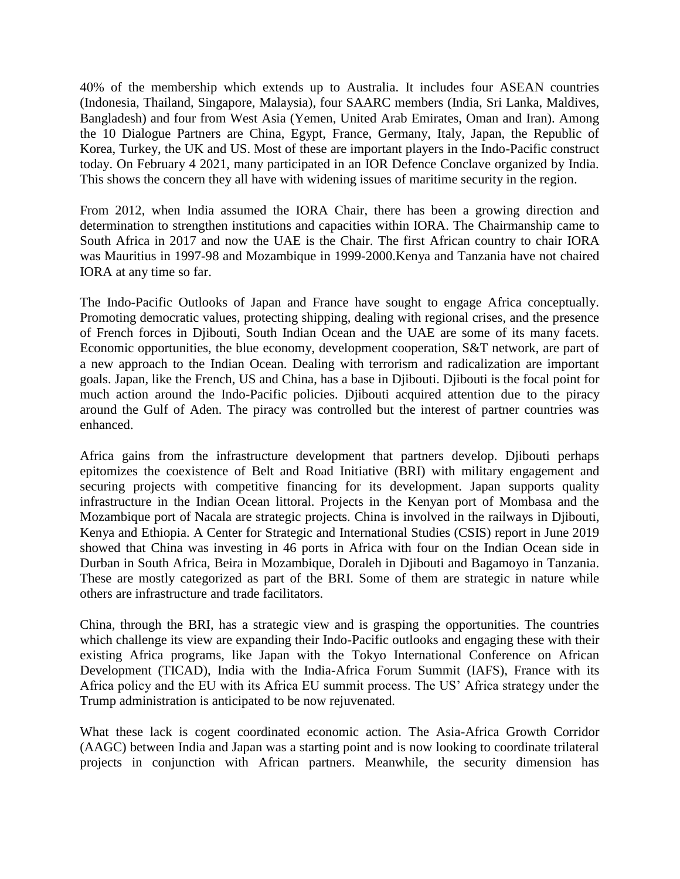40% of the membership which extends up to Australia. It includes four ASEAN countries (Indonesia, Thailand, Singapore, Malaysia), four SAARC members (India, Sri Lanka, Maldives, Bangladesh) and four from West Asia (Yemen, United Arab Emirates, Oman and Iran). Among the 10 Dialogue Partners are China, Egypt, France, Germany, Italy, Japan, the Republic of Korea, Turkey, the UK and US. Most of these are important players in the Indo-Pacific construct today. On February 4 2021, many participated in an IOR Defence Conclave organized by India. This shows the concern they all have with widening issues of maritime security in the region.

From 2012, when India assumed the IORA Chair, there has been a growing direction and determination to strengthen institutions and capacities within IORA. The Chairmanship came to South Africa in 2017 and now the UAE is the Chair. The first African country to chair IORA was Mauritius in 1997-98 and Mozambique in 1999-2000.Kenya and Tanzania have not chaired IORA at any time so far.

The Indo-Pacific Outlooks of Japan and France have sought to engage Africa conceptually. Promoting democratic values, protecting shipping, dealing with regional crises, and the presence of French forces in Djibouti, South Indian Ocean and the UAE are some of its many facets. Economic opportunities, the blue economy, development cooperation, S&T network, are part of a new approach to the Indian Ocean. Dealing with terrorism and radicalization are important goals. Japan, like the French, US and China, has a base in Djibouti. Djibouti is the focal point for much action around the Indo-Pacific policies. Djibouti acquired attention due to the piracy around the Gulf of Aden. The piracy was controlled but the interest of partner countries was enhanced.

Africa gains from the infrastructure development that partners develop. Djibouti perhaps epitomizes the coexistence of Belt and Road Initiative (BRI) with military engagement and securing projects with competitive financing for its development. Japan supports quality infrastructure in the Indian Ocean littoral. Projects in the Kenyan port of Mombasa and the Mozambique port of Nacala are strategic projects. China is involved in the railways in Djibouti, Kenya and Ethiopia. A Center for Strategic and International Studies (CSIS) report in June 2019 showed that China was investing in 46 ports in Africa with four on the Indian Ocean side in Durban in South Africa, Beira in Mozambique, Doraleh in Djibouti and Bagamoyo in Tanzania. These are mostly categorized as part of the BRI. Some of them are strategic in nature while others are infrastructure and trade facilitators.

China, through the BRI, has a strategic view and is grasping the opportunities. The countries which challenge its view are expanding their Indo-Pacific outlooks and engaging these with their existing Africa programs, like Japan with the Tokyo International Conference on African Development (TICAD), India with the India-Africa Forum Summit (IAFS), France with its Africa policy and the EU with its Africa EU summit process. The US' Africa strategy under the Trump administration is anticipated to be now rejuvenated.

What these lack is cogent coordinated economic action. The Asia-Africa Growth Corridor (AAGC) between India and Japan was a starting point and is now looking to coordinate trilateral projects in conjunction with African partners. Meanwhile, the security dimension has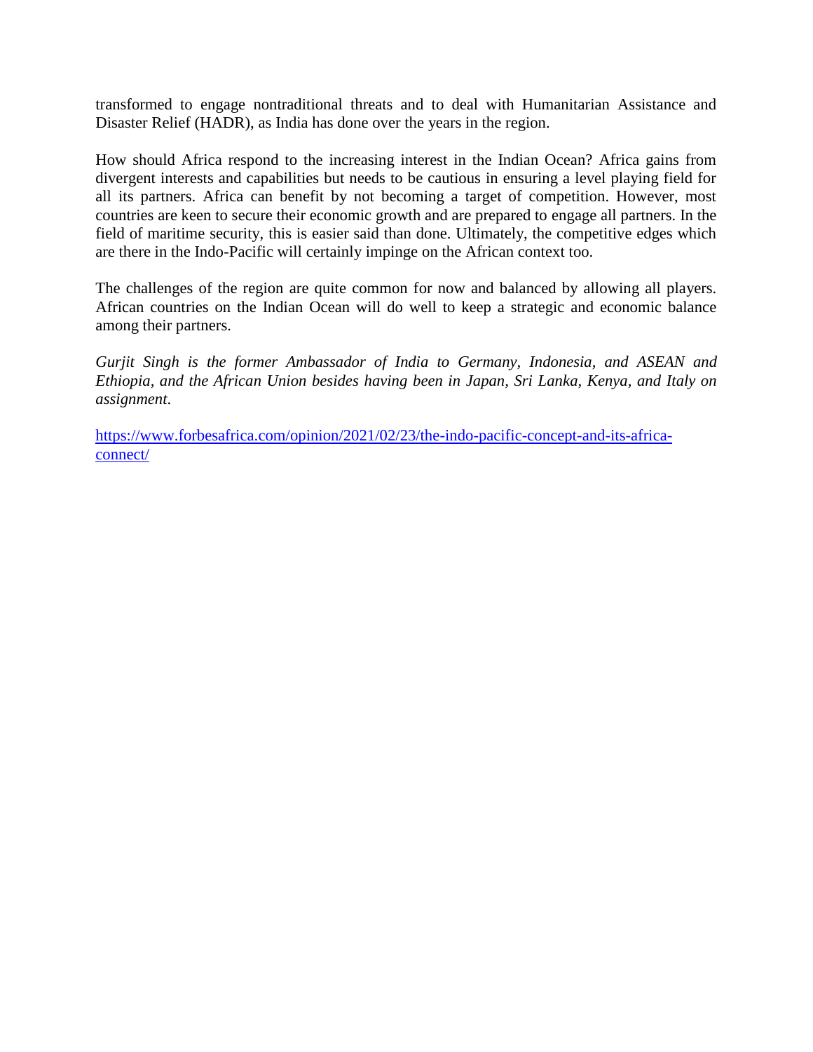transformed to engage nontraditional threats and to deal with Humanitarian Assistance and Disaster Relief (HADR), as India has done over the years in the region.

How should Africa respond to the increasing interest in the Indian Ocean? Africa gains from divergent interests and capabilities but needs to be cautious in ensuring a level playing field for all its partners. Africa can benefit by not becoming a target of competition. However, most countries are keen to secure their economic growth and are prepared to engage all partners. In the field of maritime security, this is easier said than done. Ultimately, the competitive edges which are there in the Indo-Pacific will certainly impinge on the African context too.

The challenges of the region are quite common for now and balanced by allowing all players. African countries on the Indian Ocean will do well to keep a strategic and economic balance among their partners.

*Gurjit Singh is the former Ambassador of India to Germany, Indonesia, and ASEAN and Ethiopia, and the African Union besides having been in Japan, Sri Lanka, Kenya, and Italy on assignment.*

https://www.forbesafrica.com/opinion/2021/02/23/the-indo-pacific-concept-and-its-africa-connect/